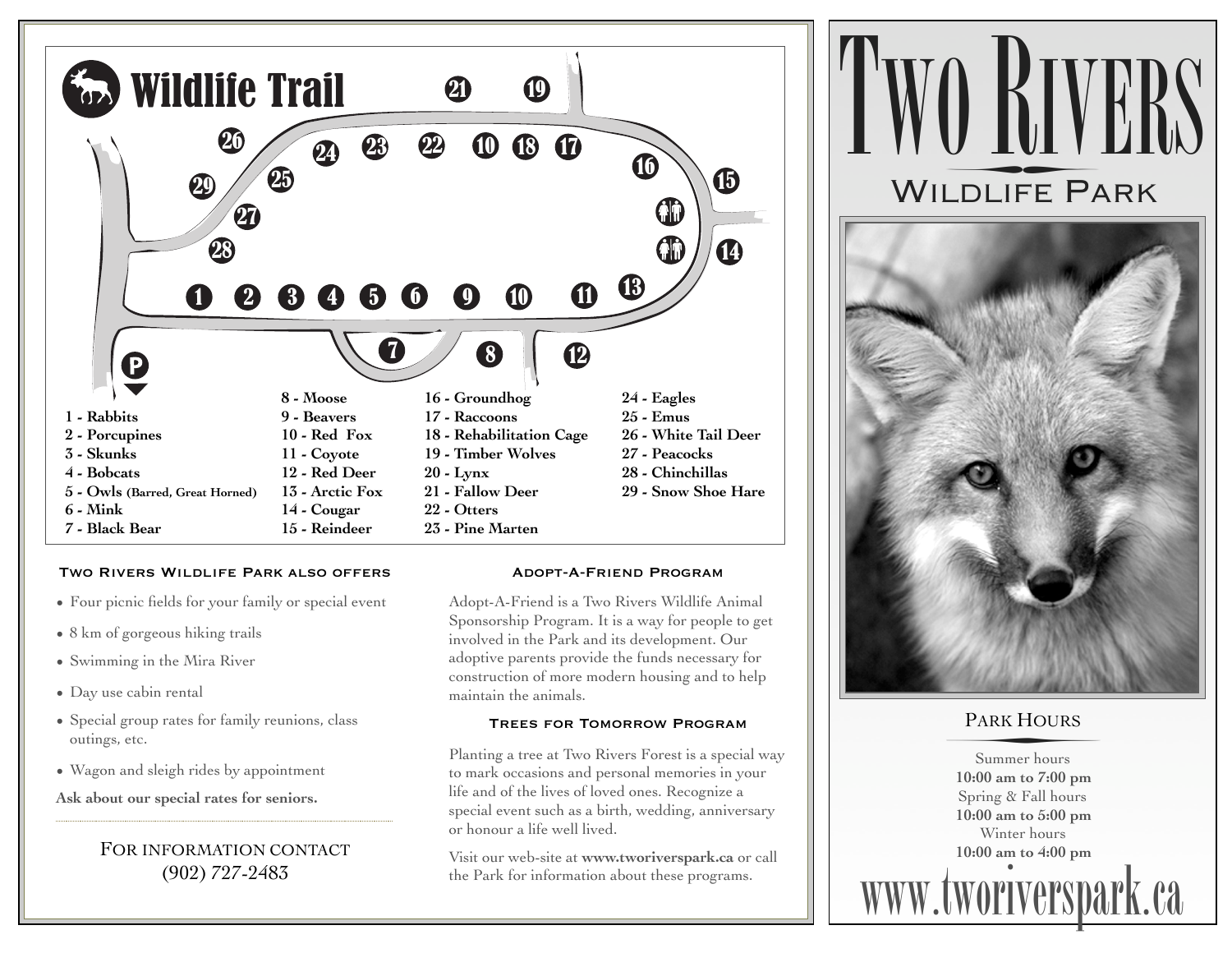# Wildlife Trail

- 1 - Rabbits
- 2 - Porcupines
- 3 - Skunks
- 4 - Bobcats
- 5 - Owls (Barred, Great Horned)
- 6 - Mink
- 7 - Black Bear
- 8 - Moose
- 9 - Beavers
- 10 - Red Fox
- 11 - Coyote
- 12 - Red Deer
- 13 - Arctic Fox
- 14 - Cougar
- 15 - Reindeer
- 16 - Groundhog
- 17 - Raccoons
- 18 - Rehabilitation Cage
- 19 - Timber Wolves
- 20 - Lynx
- 21 - Fallow Deer
- 22 - Otters
- 23 - Pine Marten
- 24 - Eagles
- 25 - Emus
- 26 - White Tail Deer
- 27 - Peacocks
- 28 - Chinchillas
- 29 - Snow Shoe Hare

### Two Rivers Wildlife Park also offers

- Four picnic fields for your family or special event
- 8 km of gorgeous hiking trails
- Swimming in the Mira River
- Day use cabin rental
- Special group rates for family reunions, class outings, etc.
- Wagon and sleigh rides by appointment

**Ask about our special rates for seniors.**

For information contact
(902) 727-2483

### Adopt-A-Friend Program

Adopt-A-Friend is a Two Rivers Wildlife Animal Sponsorship Program. It is a way for people to get involved in the Park and its development. Our adoptive parents provide the funds necessary for construction of more modern housing and to help maintain the animals.

### Trees for Tomorrow Program

Planting a tree at Two Rivers Forest is a special way to mark occasions and personal memories in your life and of the lives of loved ones. Recognize a special event such as a birth, wedding, anniversary or honour a life well lived.

Visit our web-site at **www.tworiverspark.ca** or call the Park for information about these programs.

# Two Rivers

## Wildlife Park

### Park Hours

Summer hours
**10:00 am to 7:00 pm**
Spring & Fall hours
**10:00 am to 5:00 pm**
Winter hours
**10:00 am to 4:00 pm**

www.tworiverspark.ca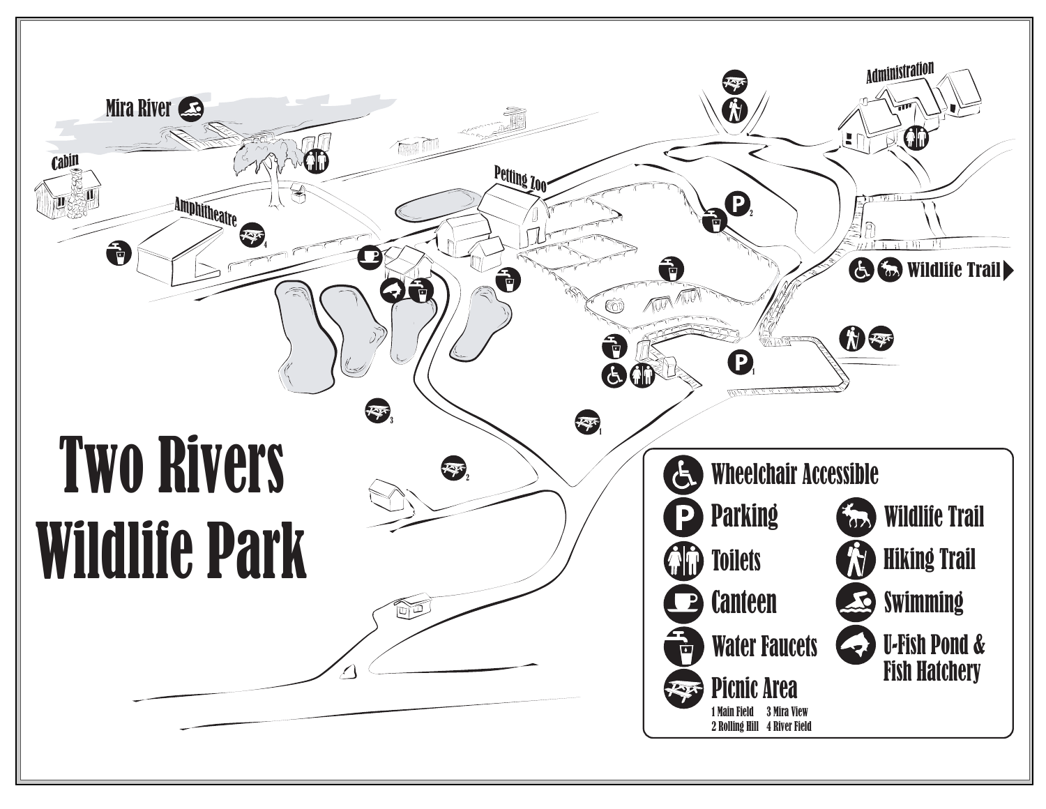# Two Rivers Wildlife Park

Mira River

Cabin

Amphitheatre

Petting Zoo

Administration

Wildlife Trail

Wheelchair Accessible

Parking

Toilets

Canteen

Water Faucets

Picnic Area

1 Main Field
2 Rolling Hill
3 Mira View
4 River Field

Wildlife Trail

Hiking Trail

Swimming

U-Fish Pond & Fish Hatchery